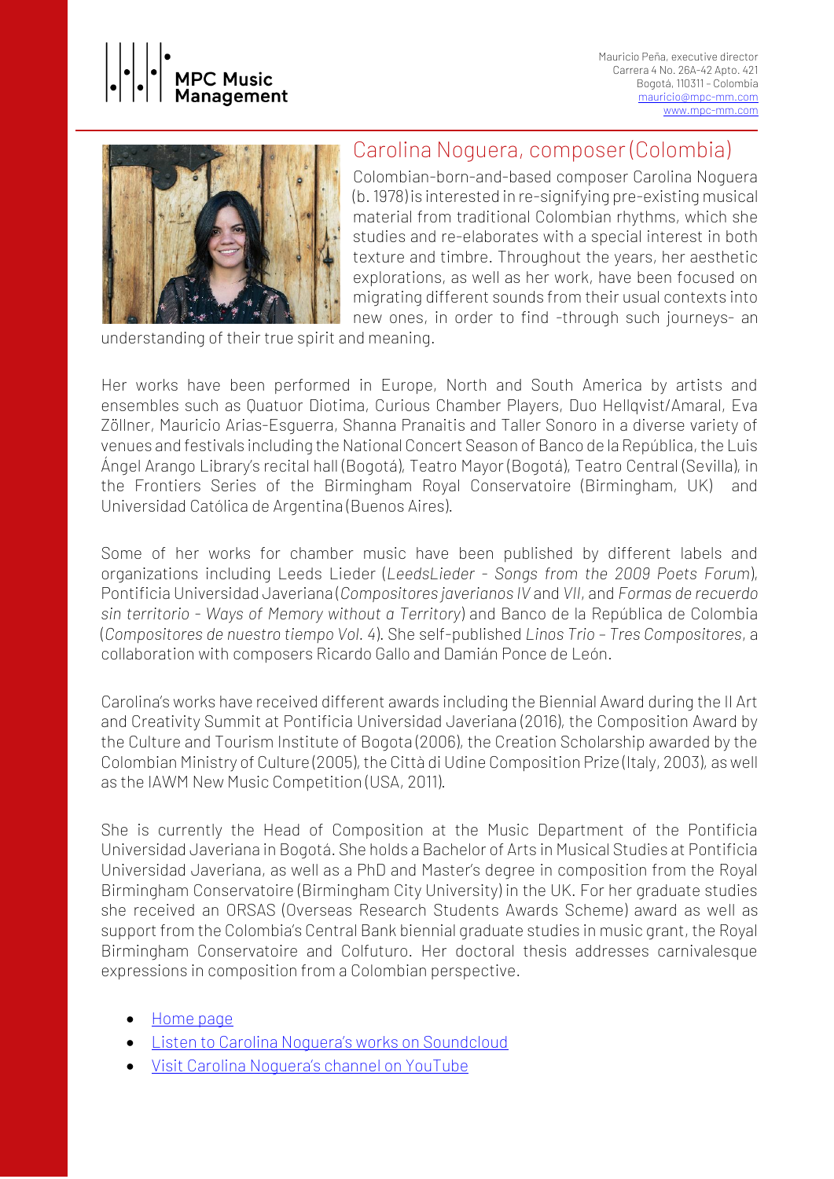MPC Music Management

Mauricio Peña, executive director
Carrera 4 No. 26A-42 Apto. 421
Bogotá, 110311 – Colombia
mauricio@mpc-mm.com
www.mpc-mm.com

## Carolina Noguera, composer (Colombia)

Colombian-born-and-based composer Carolina Noguera (b. 1978) is interested in re-signifying pre-existing musical material from traditional Colombian rhythms, which she studies and re-elaborates with a special interest in both texture and timbre. Throughout the years, her aesthetic explorations, as well as her work, have been focused on migrating different sounds from their usual contexts into new ones, in order to find -through such journeys- an understanding of their true spirit and meaning.

Her works have been performed in Europe, North and South America by artists and ensembles such as Quatuor Diotima, Curious Chamber Players, Duo Hellqvist/Amaral, Eva Zöllner, Mauricio Arias-Esguerra, Shanna Pranaitis and Taller Sonoro in a diverse variety of venues and festivals including the National Concert Season of Banco de la República, the Luis Ángel Arango Library's recital hall (Bogotá), Teatro Mayor (Bogotá), Teatro Central (Sevilla), in the Frontiers Series of the Birmingham Royal Conservatoire (Birmingham, UK) and Universidad Católica de Argentina (Buenos Aires).

Some of her works for chamber music have been published by different labels and organizations including Leeds Lieder (*LeedsLieder - Songs from the 2009 Poets Forum*), Pontificia Universidad Javeriana (*Compositores javerianos IV* and *VII*, and *Formas de recuerdo sin territorio - Ways of Memory without a Territory*) and Banco de la República de Colombia (*Compositores de nuestro tiempo Vol. 4*). She self-published *Linos Trio – Tres Compositores*, a collaboration with composers Ricardo Gallo and Damián Ponce de León.

Carolina's works have received different awards including the Biennial Award during the II Art and Creativity Summit at Pontificia Universidad Javeriana (2016), the Composition Award by the Culture and Tourism Institute of Bogota (2006), the Creation Scholarship awarded by the Colombian Ministry of Culture (2005), the Città di Udine Composition Prize (Italy, 2003), as well as the IAWM New Music Competition (USA, 2011).

She is currently the Head of Composition at the Music Department of the Pontificia Universidad Javeriana in Bogotá. She holds a Bachelor of Arts in Musical Studies at Pontificia Universidad Javeriana, as well as a PhD and Master's degree in composition from the Royal Birmingham Conservatoire (Birmingham City University) in the UK. For her graduate studies she received an ORSAS (Overseas Research Students Awards Scheme) award as well as support from the Colombia's Central Bank biennial graduate studies in music grant, the Royal Birmingham Conservatoire and Colfuturo. Her doctoral thesis addresses carnivalesque expressions in composition from a Colombian perspective.

- Home page
- Listen to Carolina Noguera's works on Soundcloud
- Visit Carolina Noguera's channel on YouTube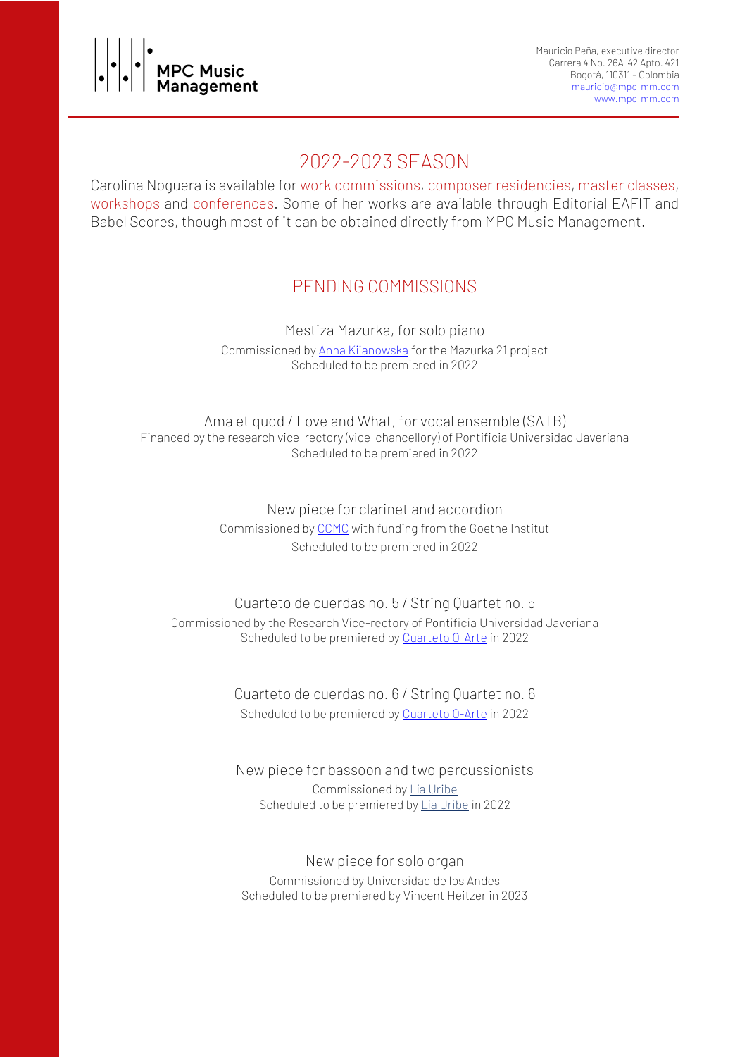MPC Music Management

Mauricio Peña, executive director
Carrera 4 No. 26A-42 Apto. 421
Bogotá, 110311 – Colombia
mauricio@mpc-mm.com
www.mpc-mm.com

## 2022-2023 SEASON

Carolina Noguera is available for work commissions, composer residencies, master classes, workshops and conferences. Some of her works are available through Editorial EAFIT and Babel Scores, though most of it can be obtained directly from MPC Music Management.

## PENDING COMMISSIONS

Mestiza Mazurka, for solo piano
Commissioned by Anna Kijanowska for the Mazurka 21 project
Scheduled to be premiered in 2022

Ama et quod / Love and What, for vocal ensemble (SATB)
Financed by the research vice-rectory (vice-chancellory) of Pontificia Universidad Javeriana
Scheduled to be premiered in 2022

New piece for clarinet and accordion
Commissioned by CCMC with funding from the Goethe Institut
Scheduled to be premiered in 2022

Cuarteto de cuerdas no. 5 / String Quartet no. 5
Commissioned by the Research Vice-rectory of Pontificia Universidad Javeriana
Scheduled to be premiered by Cuarteto Q-Arte in 2022

Cuarteto de cuerdas no. 6 / String Quartet no. 6
Scheduled to be premiered by Cuarteto Q-Arte in 2022

New piece for bassoon and two percussionists
Commissioned by Lía Uribe
Scheduled to be premiered by Lía Uribe in 2022

New piece for solo organ
Commissioned by Universidad de los Andes
Scheduled to be premiered by Vincent Heitzer in 2023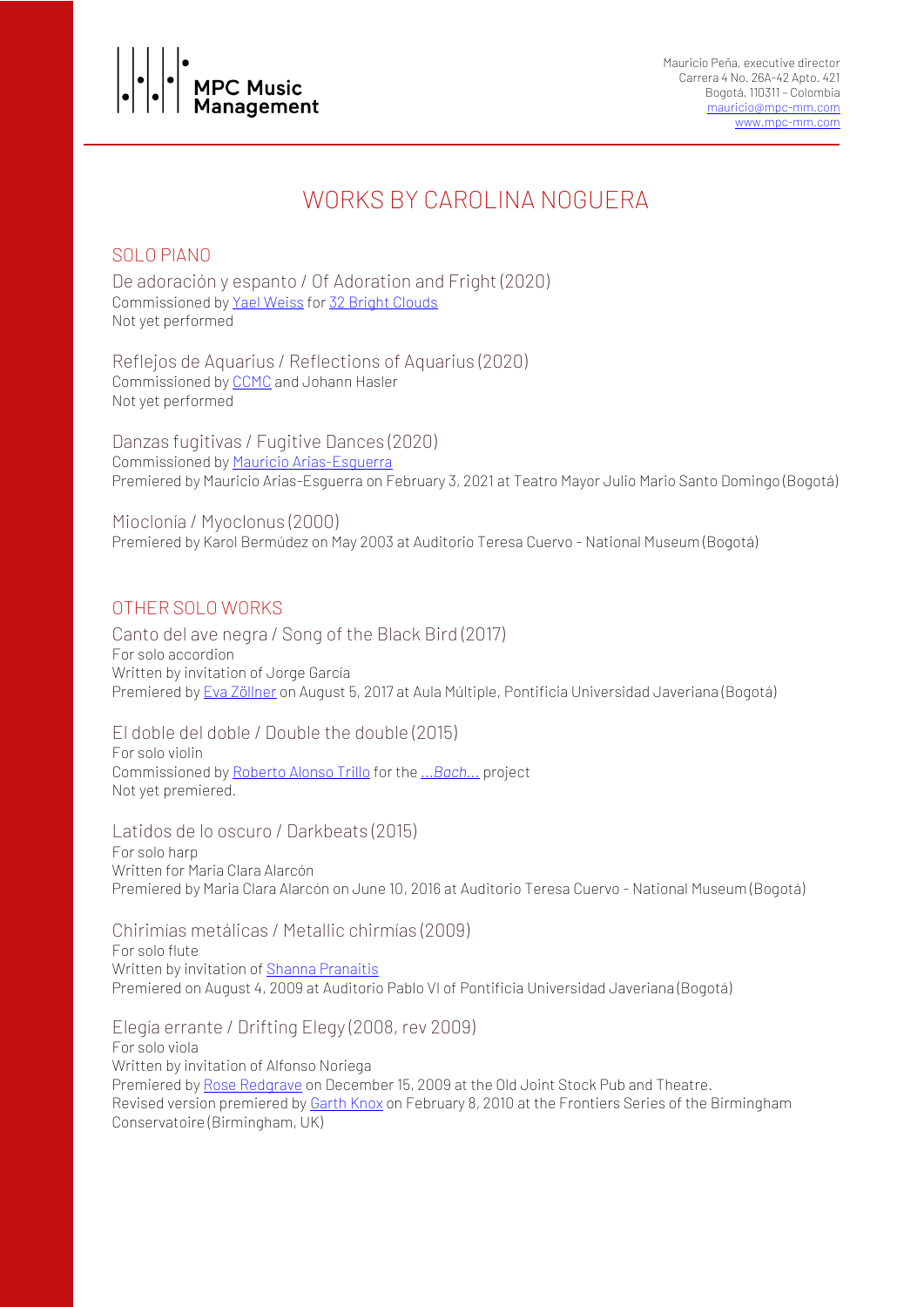MPC Music Management

Mauricio Peña, executive director
Carrera 4 No. 26A-42 Apto. 421
Bogotá, 110311 – Colombia
mauricio@mpc-mm.com
www.mpc-mm.com

# WORKS BY CAROLINA NOGUERA

## SOLO PIANO

### De adoración y espanto / Of Adoration and Fright (2020)

Commissioned by Yael Weiss for 32 Bright Clouds
Not yet performed

### Reflejos de Aquarius / Reflections of Aquarius (2020)

Commissioned by CCMC and Johann Hasler
Not yet performed

### Danzas fugitivas / Fugitive Dances (2020)

Commissioned by Mauricio Arias-Esguerra
Premiered by Mauricio Arias-Esguerra on February 3, 2021 at Teatro Mayor Julio Mario Santo Domingo (Bogotá)

### Mioclonía / Myoclonus (2000)

Premiered by Karol Bermúdez on May 2003 at Auditorio Teresa Cuervo - National Museum (Bogotá)

## OTHER SOLO WORKS

### Canto del ave negra / Song of the Black Bird (2017)

For solo accordion
Written by invitation of Jorge García
Premiered by Eva Zöllner on August 5, 2017 at Aula Múltiple, Pontificia Universidad Javeriana (Bogotá)

### El doble del doble / Double the double (2015)

For solo violin
Commissioned by Roberto Alonso Trillo for the *...Bach...* project
Not yet premiered.

### Latidos de lo oscuro / Darkbeats (2015)

For solo harp
Written for Maria Clara Alarcón
Premiered by Maria Clara Alarcón on June 10, 2016 at Auditorio Teresa Cuervo - National Museum (Bogotá)

### Chirimías metálicas / Metallic chirmías (2009)

For solo flute
Written by invitation of Shanna Pranaitis
Premiered on August 4, 2009 at Auditorio Pablo VI of Pontificia Universidad Javeriana (Bogotá)

### Elegía errante / Drifting Elegy (2008, rev 2009)

For solo viola
Written by invitation of Alfonso Noriega
Premiered by Rose Redgrave on December 15, 2009 at the Old Joint Stock Pub and Theatre.
Revised version premiered by Garth Knox on February 8, 2010 at the Frontiers Series of the Birmingham Conservatoire (Birmingham, UK)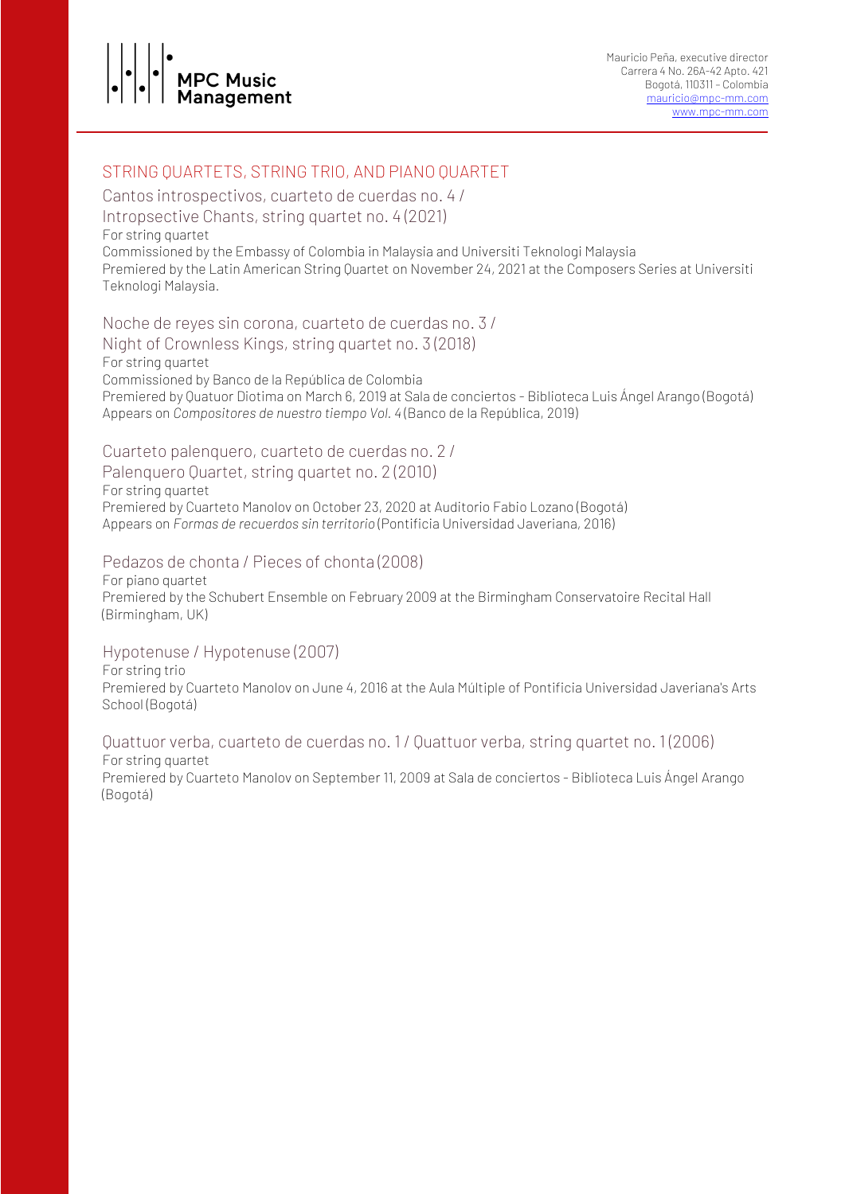## STRING QUARTETS, STRING TRIO, AND PIANO QUARTET

### Cantos introspectivos, cuarteto de cuerdas no. 4 / Intropsective Chants, string quartet no. 4 (2021)

For string quartet
Commissioned by the Embassy of Colombia in Malaysia and Universiti Teknologi Malaysia
Premiered by the Latin American String Quartet on November 24, 2021 at the Composers Series at Universiti Teknologi Malaysia.

### Noche de reyes sin corona, cuarteto de cuerdas no. 3 / Night of Crownless Kings, string quartet no. 3 (2018)

For string quartet
Commissioned by Banco de la República de Colombia
Premiered by Quatuor Diotima on March 6, 2019 at Sala de conciertos - Biblioteca Luis Ángel Arango (Bogotá)
Appears on *Compositores de nuestro tiempo Vol. 4* (Banco de la República, 2019)

### Cuarteto palenquero, cuarteto de cuerdas no. 2 / Palenquero Quartet, string quartet no. 2 (2010)

For string quartet
Premiered by Cuarteto Manolov on October 23, 2020 at Auditorio Fabio Lozano (Bogotá)
Appears on *Formas de recuerdos sin territorio* (Pontificia Universidad Javeriana, 2016)

### Pedazos de chonta / Pieces of chonta (2008)

For piano quartet
Premiered by the Schubert Ensemble on February 2009 at the Birmingham Conservatoire Recital Hall (Birmingham, UK)

### Hypotenuse / Hypotenuse (2007)

For string trio
Premiered by Cuarteto Manolov on June 4, 2016 at the Aula Múltiple of Pontificia Universidad Javeriana's Arts School (Bogotá)

### Quattuor verba, cuarteto de cuerdas no. 1 / Quattuor verba, string quartet no. 1 (2006)

For string quartet
Premiered by Cuarteto Manolov on September 11, 2009 at Sala de conciertos - Biblioteca Luis Ángel Arango (Bogotá)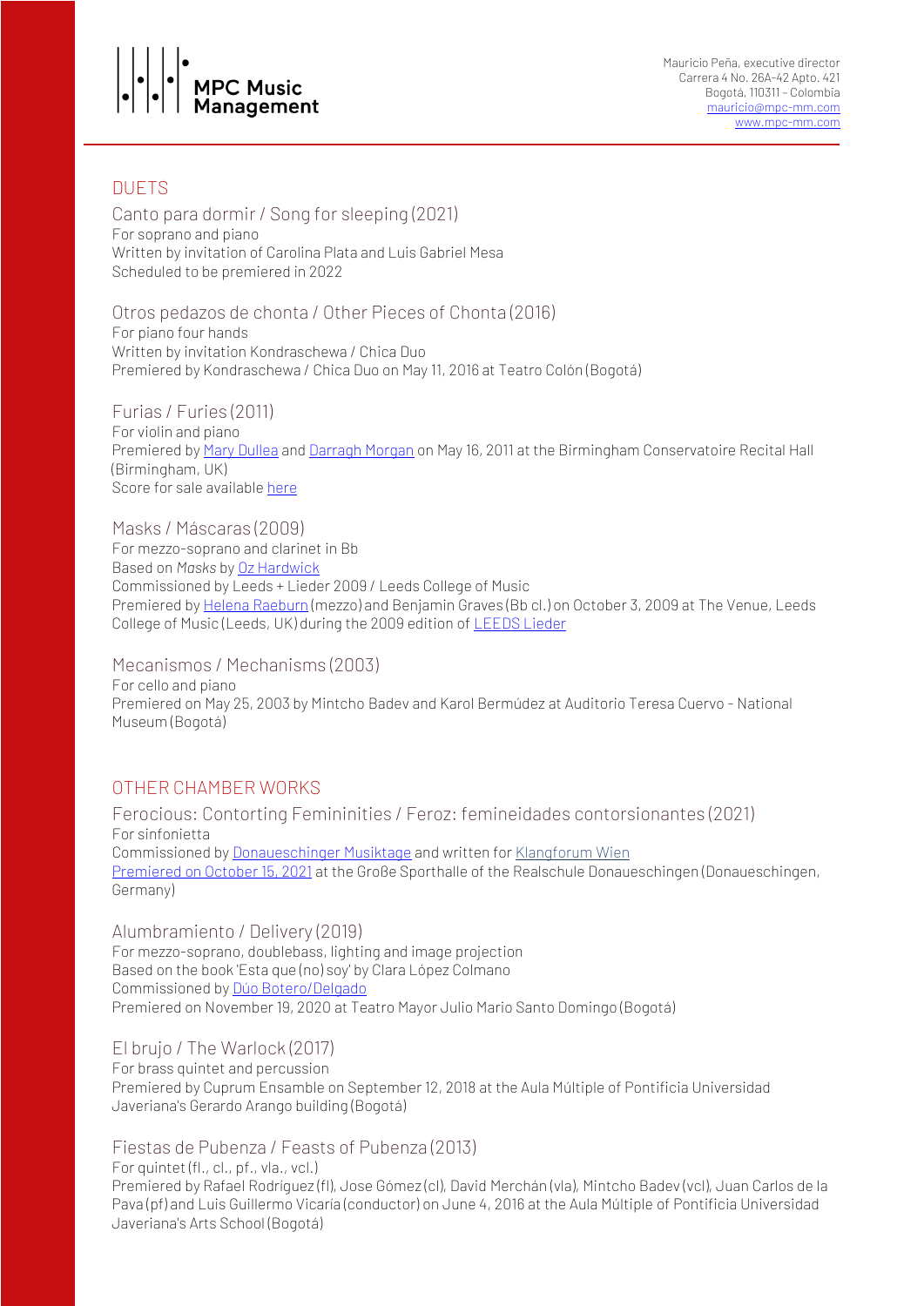## DUETS

### Canto para dormir / Song for sleeping (2021)

For soprano and piano
Written by invitation of Carolina Plata and Luis Gabriel Mesa
Scheduled to be premiered in 2022

### Otros pedazos de chonta / Other Pieces of Chonta (2016)

For piano four hands
Written by invitation Kondraschewa / Chica Duo
Premiered by Kondraschewa / Chica Duo on May 11, 2016 at Teatro Colón (Bogotá)

### Furias / Furies (2011)

For violin and piano
Premiered by Mary Dullea and Darragh Morgan on May 16, 2011 at the Birmingham Conservatoire Recital Hall (Birmingham, UK)
Score for sale available here

### Masks / Máscaras (2009)

For mezzo-soprano and clarinet in Bb
Based on *Masks* by Oz Hardwick
Commissioned by Leeds + Lieder 2009 / Leeds College of Music
Premiered by Helena Raeburn (mezzo) and Benjamin Graves (Bb cl.) on October 3, 2009 at The Venue, Leeds College of Music (Leeds, UK) during the 2009 edition of LEEDS Lieder

### Mecanismos / Mechanisms (2003)

For cello and piano
Premiered on May 25, 2003 by Mintcho Badev and Karol Bermúdez at Auditorio Teresa Cuervo - National Museum (Bogotá)

## OTHER CHAMBER WORKS

### Ferocious: Contorting Femininities / Feroz: femineidades contorsionantes (2021)

For sinfonietta
Commissioned by Donaueschinger Musiktage and written for Klangforum Wien
Premiered on October 15, 2021 at the Große Sporthalle of the Realschule Donaueschingen (Donaueschingen, Germany)

### Alumbramiento / Delivery (2019)

For mezzo-soprano, doublebass, lighting and image projection
Based on the book 'Esta que (no) soy' by Clara López Colmano
Commissioned by Dúo Botero/Delgado
Premiered on November 19, 2020 at Teatro Mayor Julio Mario Santo Domingo (Bogotá)

### El brujo / The Warlock (2017)

For brass quintet and percussion
Premiered by Cuprum Ensamble on September 12, 2018 at the Aula Múltiple of Pontificia Universidad Javeriana's Gerardo Arango building (Bogotá)

### Fiestas de Pubenza / Feasts of Pubenza (2013)

For quintet (fl., cl., pf., vla., vcl.)
Premiered by Rafael Rodriguez (fl), Jose Gómez (cl), David Merchán (vla), Mintcho Badev (vcl), Juan Carlos de la Pava (pf) and Luis Guillermo Vicaría (conductor) on June 4, 2016 at the Aula Múltiple of Pontificia Universidad Javeriana's Arts School (Bogotá)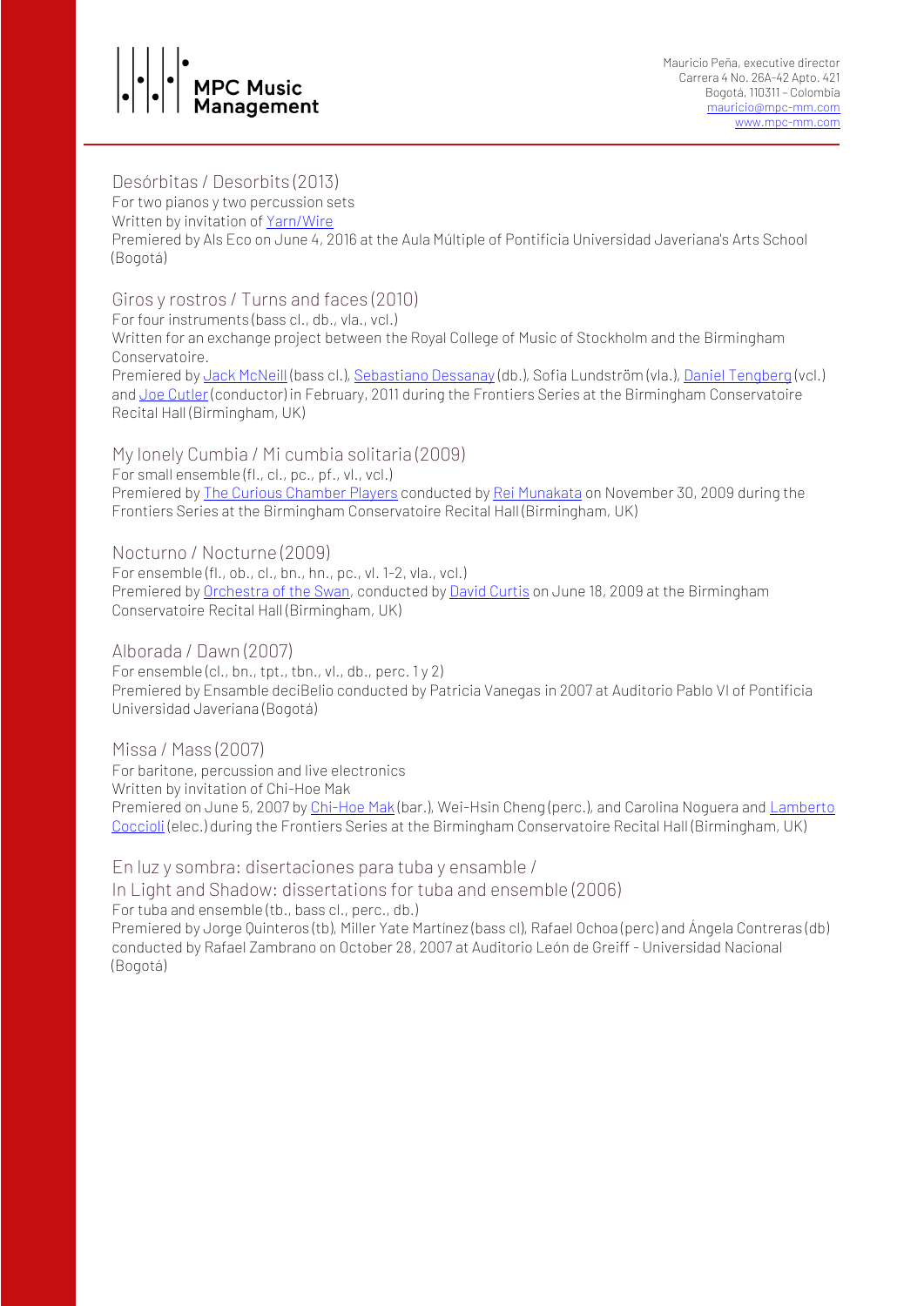## Desórbitas / Desorbits (2013)

For two pianos y two percussion sets
Written by invitation of Yarn/Wire
Premiered by Als Eco on June 4, 2016 at the Aula Múltiple of Pontificia Universidad Javeriana's Arts School (Bogotá)

## Giros y rostros / Turns and faces (2010)

For four instruments (bass cl., db., vla., vcl.)
Written for an exchange project between the Royal College of Music of Stockholm and the Birmingham Conservatoire.
Premiered by Jack McNeill (bass cl.), Sebastiano Dessanay (db.), Sofia Lundström (vla.), Daniel Tengberg (vcl.) and Joe Cutler (conductor) in February, 2011 during the Frontiers Series at the Birmingham Conservatoire Recital Hall (Birmingham, UK)

## My lonely Cumbia / Mi cumbia solitaria (2009)

For small ensemble (fl., cl., pc., pf., vl., vcl.)
Premiered by The Curious Chamber Players conducted by Rei Munakata on November 30, 2009 during the Frontiers Series at the Birmingham Conservatoire Recital Hall (Birmingham, UK)

## Nocturno / Nocturne (2009)

For ensemble (fl., ob., cl., bn., hn., pc., vl. 1-2, vla., vcl.)
Premiered by Orchestra of the Swan, conducted by David Curtis on June 18, 2009 at the Birmingham Conservatoire Recital Hall (Birmingham, UK)

## Alborada / Dawn (2007)

For ensemble (cl., bn., tpt., tbn., vl., db., perc. 1 y 2)
Premiered by Ensamble deciBelio conducted by Patricia Vanegas in 2007 at Auditorio Pablo VI of Pontificia Universidad Javeriana (Bogotá)

## Missa / Mass (2007)

For baritone, percussion and live electronics
Written by invitation of Chi-Hoe Mak
Premiered on June 5, 2007 by Chi-Hoe Mak (bar.), Wei-Hsin Cheng (perc.), and Carolina Noguera and Lamberto Coccioli (elec.) during the Frontiers Series at the Birmingham Conservatoire Recital Hall (Birmingham, UK)

## En luz y sombra: disertaciones para tuba y ensamble / In Light and Shadow: dissertations for tuba and ensemble (2006)

For tuba and ensemble (tb., bass cl., perc., db.)
Premiered by Jorge Quinteros (tb), Miller Yate Martínez (bass cl), Rafael Ochoa (perc) and Ángela Contreras (db) conducted by Rafael Zambrano on October 28, 2007 at Auditorio León de Greiff - Universidad Nacional (Bogotá)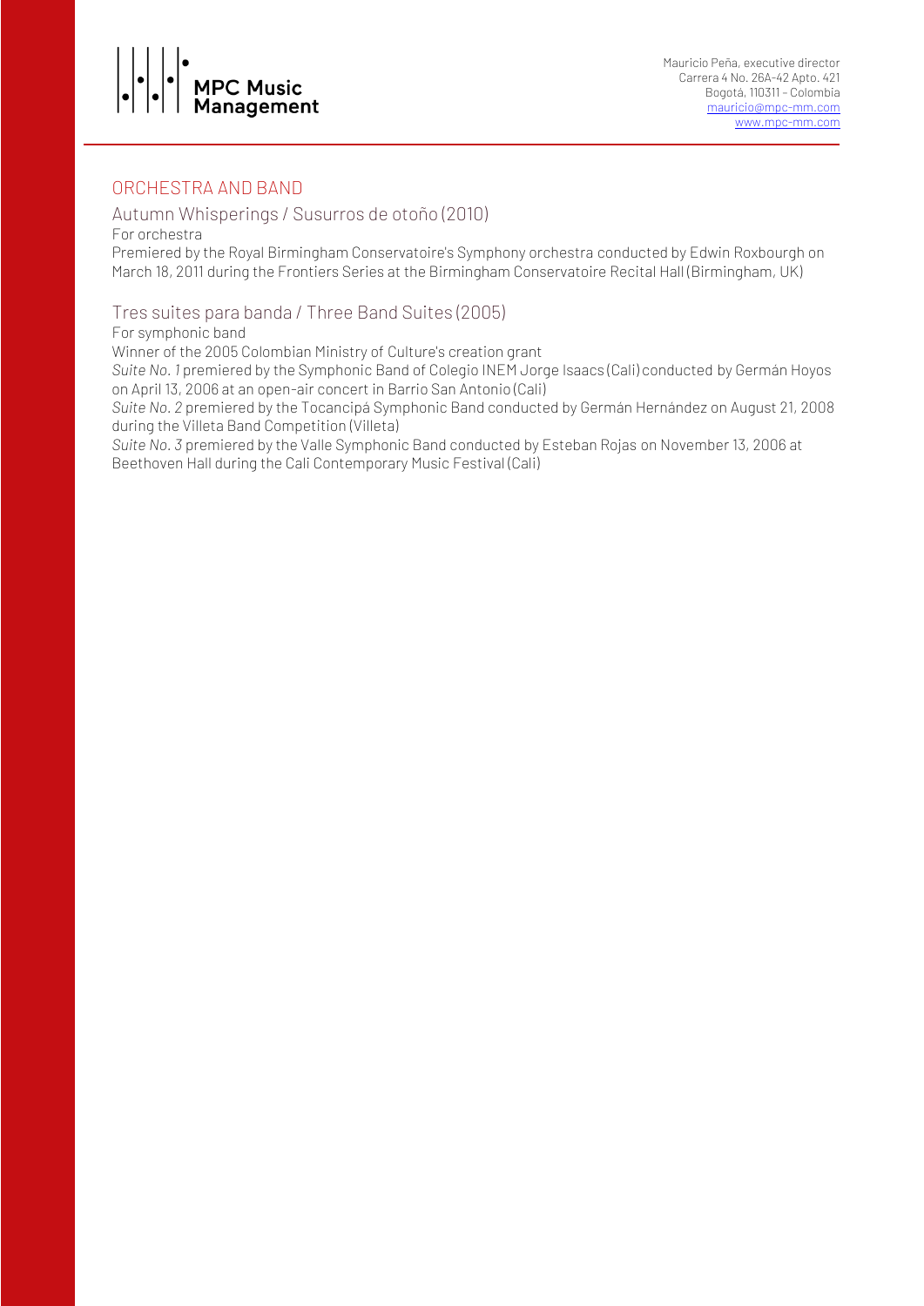## ORCHESTRA AND BAND

### Autumn Whisperings / Susurros de otoño (2010)

For orchestra

Premiered by the Royal Birmingham Conservatoire's Symphony orchestra conducted by Edwin Roxbourgh on March 18, 2011 during the Frontiers Series at the Birmingham Conservatoire Recital Hall (Birmingham, UK)

### Tres suites para banda / Three Band Suites (2005)

For symphonic band

Winner of the 2005 Colombian Ministry of Culture's creation grant

*Suite No. 1* premiered by the Symphonic Band of Colegio INEM Jorge Isaacs (Cali) conducted by Germán Hoyos on April 13, 2006 at an open-air concert in Barrio San Antonio (Cali)

*Suite No. 2* premiered by the Tocancipá Symphonic Band conducted by Germán Hernández on August 21, 2008 during the Villeta Band Competition (Villeta)

*Suite No. 3* premiered by the Valle Symphonic Band conducted by Esteban Rojas on November 13, 2006 at Beethoven Hall during the Cali Contemporary Music Festival (Cali)